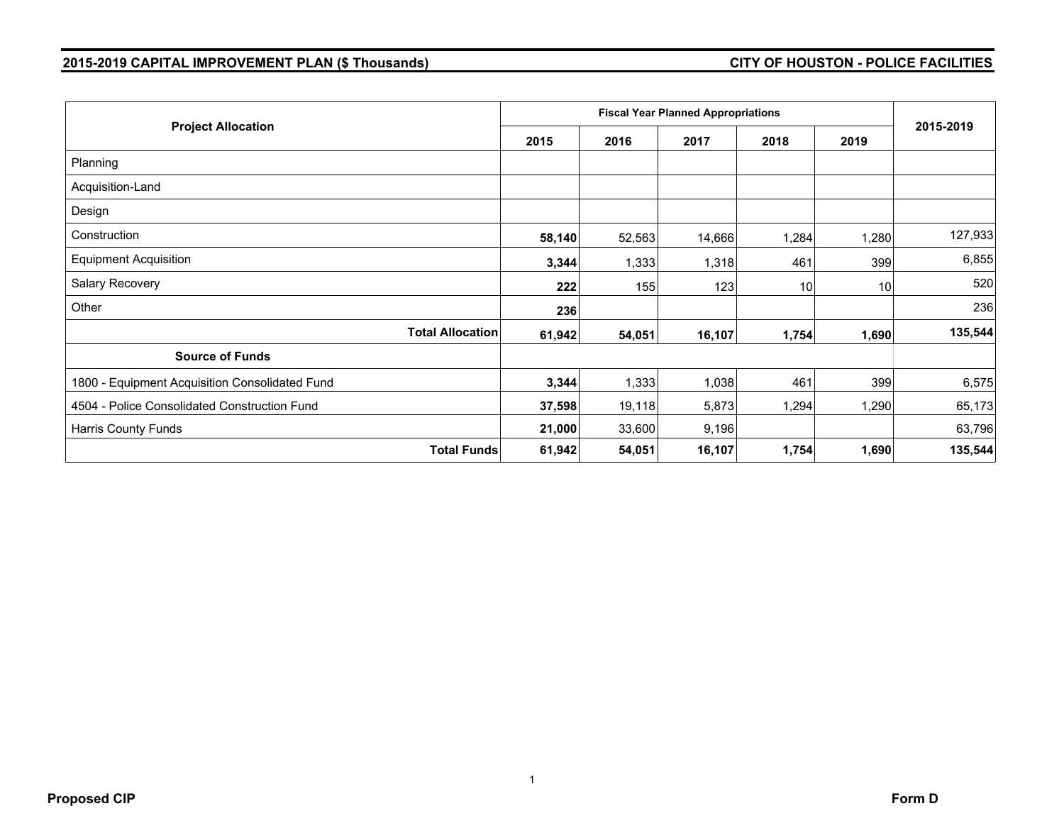**2015-2019 CAPITAL IMPROVEMENT PLAN ($ Thousands)** **CITY OF HOUSTON - POLICE FACILITIES**

| Project Allocation | Fiscal Year Planned Appropriations | | | | | 2015-2019 |
|---|---|---|---|---|---|---|
| | 2015 | 2016 | 2017 | 2018 | 2019 | |
| Planning | | | | | | |
| Acquisition-Land | | | | | | |
| Design | | | | | | |
| Construction | **58,140** | 52,563 | 14,666 | 1,284 | 1,280 | 127,933 |
| Equipment Acquisition | **3,344** | 1,333 | 1,318 | 461 | 399 | 6,855 |
| Salary Recovery | **222** | 155 | 123 | 10 | 10 | 520 |
| Other | **236** | | | | | 236 |
| **Total Allocation** | **61,942** | **54,051** | **16,107** | **1,754** | **1,690** | **135,544** |
| **Source of Funds** | | | | | | |
| 1800 - Equipment Acquisition Consolidated Fund | **3,344** | 1,333 | 1,038 | 461 | 399 | 6,575 |
| 4504 - Police Consolidated Construction Fund | **37,598** | 19,118 | 5,873 | 1,294 | 1,290 | 65,173 |
| Harris County Funds | **21,000** | 33,600 | 9,196 | | | 63,796 |
| **Total Funds** | **61,942** | **54,051** | **16,107** | **1,754** | **1,690** | **135,544** |

**Proposed CIP** **Form D**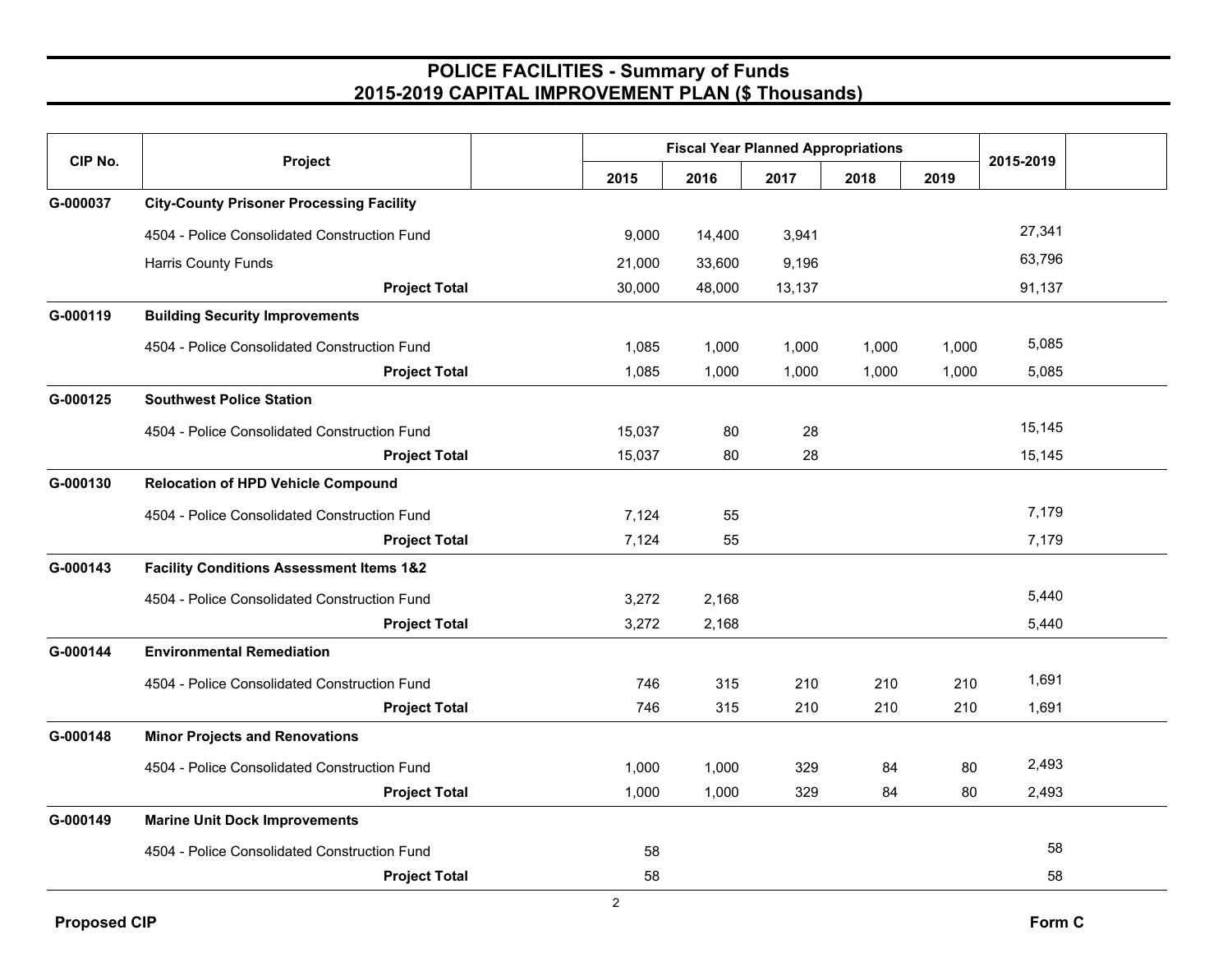# POLICE FACILITIES - Summary of Funds
## 2015-2019 CAPITAL IMPROVEMENT PLAN ($ Thousands)

| CIP No. | Project | Fiscal Year Planned Appropriations | | | | | 2015-2019 |
|---|---|---|---|---|---|---|---|
| | | 2015 | 2016 | 2017 | 2018 | 2019 | |
| G-000037 | **City-County Prisoner Processing Facility** | | | | | | |
| | 4504 - Police Consolidated Construction Fund | 9,000 | 14,400 | 3,941 | | | 27,341 |
| | Harris County Funds | 21,000 | 33,600 | 9,196 | | | 63,796 |
| | **Project Total** | 30,000 | 48,000 | 13,137 | | | 91,137 |
| G-000119 | **Building Security Improvements** | | | | | | |
| | 4504 - Police Consolidated Construction Fund | 1,085 | 1,000 | 1,000 | 1,000 | 1,000 | 5,085 |
| | **Project Total** | 1,085 | 1,000 | 1,000 | 1,000 | 1,000 | 5,085 |
| G-000125 | **Southwest Police Station** | | | | | | |
| | 4504 - Police Consolidated Construction Fund | 15,037 | 80 | 28 | | | 15,145 |
| | **Project Total** | 15,037 | 80 | 28 | | | 15,145 |
| G-000130 | **Relocation of HPD Vehicle Compound** | | | | | | |
| | 4504 - Police Consolidated Construction Fund | 7,124 | 55 | | | | 7,179 |
| | **Project Total** | 7,124 | 55 | | | | 7,179 |
| G-000143 | **Facility Conditions Assessment Items 1&2** | | | | | | |
| | 4504 - Police Consolidated Construction Fund | 3,272 | 2,168 | | | | 5,440 |
| | **Project Total** | 3,272 | 2,168 | | | | 5,440 |
| G-000144 | **Environmental Remediation** | | | | | | |
| | 4504 - Police Consolidated Construction Fund | 746 | 315 | 210 | 210 | 210 | 1,691 |
| | **Project Total** | 746 | 315 | 210 | 210 | 210 | 1,691 |
| G-000148 | **Minor Projects and Renovations** | | | | | | |
| | 4504 - Police Consolidated Construction Fund | 1,000 | 1,000 | 329 | 84 | 80 | 2,493 |
| | **Project Total** | 1,000 | 1,000 | 329 | 84 | 80 | 2,493 |
| G-000149 | **Marine Unit Dock Improvements** | | | | | | |
| | 4504 - Police Consolidated Construction Fund | 58 | | | | | 58 |
| | **Project Total** | 58 | | | | | 58 |

**Proposed CIP** **Form C**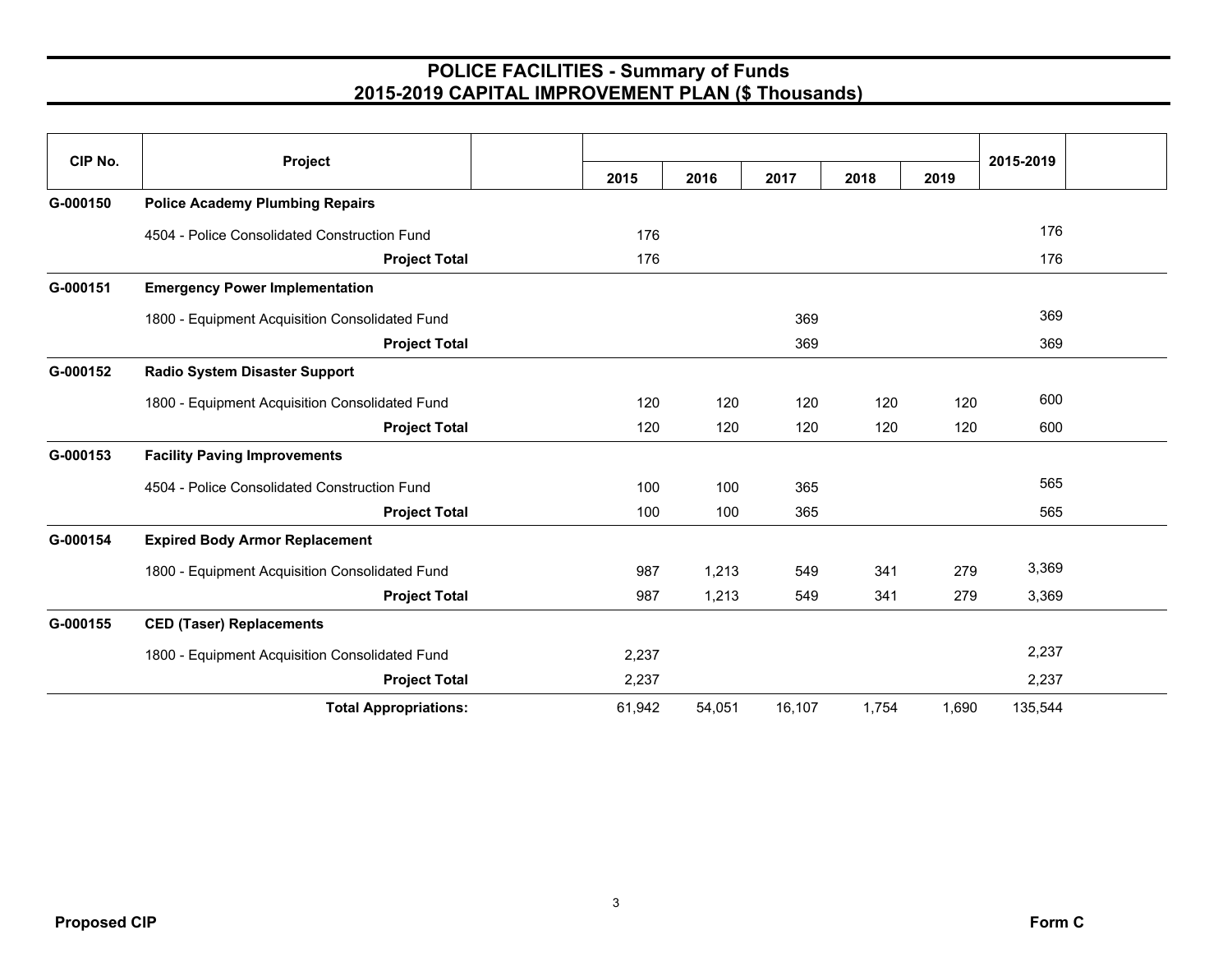# POLICE FACILITIES - Summary of Funds
## 2015-2019 CAPITAL IMPROVEMENT PLAN ($ Thousands)

| CIP No. | Project | 2015 | 2016 | 2017 | 2018 | 2019 | 2015-2019 |
|---|---|---|---|---|---|---|---|
| **G-000150** | **Police Academy Plumbing Repairs** | | | | | | |
| | 4504 - Police Consolidated Construction Fund | 176 | | | | | 176 |
| | **Project Total** | 176 | | | | | 176 |
| **G-000151** | **Emergency Power Implementation** | | | | | | |
| | 1800 - Equipment Acquisition Consolidated Fund | | | 369 | | | 369 |
| | **Project Total** | | | 369 | | | 369 |
| **G-000152** | **Radio System Disaster Support** | | | | | | |
| | 1800 - Equipment Acquisition Consolidated Fund | 120 | 120 | 120 | 120 | 120 | 600 |
| | **Project Total** | 120 | 120 | 120 | 120 | 120 | 600 |
| **G-000153** | **Facility Paving Improvements** | | | | | | |
| | 4504 - Police Consolidated Construction Fund | 100 | 100 | 365 | | | 565 |
| | **Project Total** | 100 | 100 | 365 | | | 565 |
| **G-000154** | **Expired Body Armor Replacement** | | | | | | |
| | 1800 - Equipment Acquisition Consolidated Fund | 987 | 1,213 | 549 | 341 | 279 | 3,369 |
| | **Project Total** | 987 | 1,213 | 549 | 341 | 279 | 3,369 |
| **G-000155** | **CED (Taser) Replacements** | | | | | | |
| | 1800 - Equipment Acquisition Consolidated Fund | 2,237 | | | | | 2,237 |
| | **Project Total** | 2,237 | | | | | 2,237 |
| | **Total Appropriations:** | 61,942 | 54,051 | 16,107 | 1,754 | 1,690 | 135,544 |

**Proposed CIP** **Form C**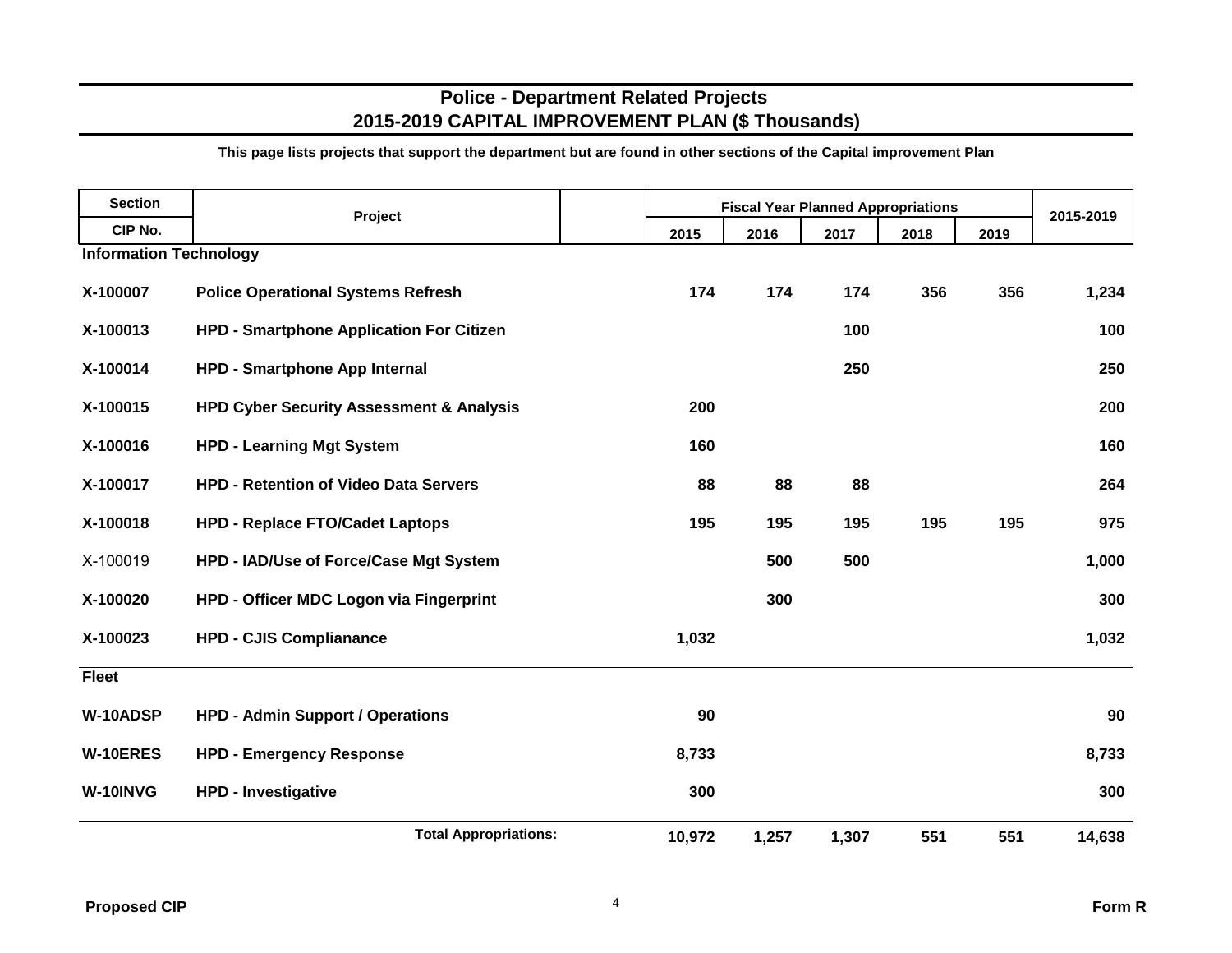## Police - Department Related Projects
## 2015-2019 CAPITAL IMPROVEMENT PLAN ($ Thousands)

**This page lists projects that support the department but are found in other sections of the Capital improvement Plan**

| Section / CIP No. | Project | Fiscal Year Planned Appropriations 2015 | 2016 | 2017 | 2018 | 2019 | 2015-2019 |
|---|---|---|---|---|---|---|---|
| **Information Technology** | | | | | | | |
| X-100007 | Police Operational Systems Refresh | 174 | 174 | 174 | 356 | 356 | 1,234 |
| X-100013 | HPD - Smartphone Application For Citizen | | | 100 | | | 100 |
| X-100014 | HPD - Smartphone App Internal | | | 250 | | | 250 |
| X-100015 | HPD Cyber Security Assessment & Analysis | 200 | | | | | 200 |
| X-100016 | HPD - Learning Mgt System | 160 | | | | | 160 |
| X-100017 | HPD - Retention of Video Data Servers | 88 | 88 | 88 | | | 264 |
| X-100018 | HPD - Replace FTO/Cadet Laptops | 195 | 195 | 195 | 195 | 195 | 975 |
| X-100019 | HPD - IAD/Use of Force/Case Mgt System | | 500 | 500 | | | 1,000 |
| X-100020 | HPD - Officer MDC Logon via Fingerprint | | 300 | | | | 300 |
| X-100023 | HPD - CJIS Complianance | 1,032 | | | | | 1,032 |
| **Fleet** | | | | | | | |
| W-10ADSP | HPD - Admin Support / Operations | 90 | | | | | 90 |
| W-10ERES | HPD - Emergency Response | 8,733 | | | | | 8,733 |
| W-10INVG | HPD - Investigative | 300 | | | | | 300 |
| | **Total Appropriations:** | **10,972** | **1,257** | **1,307** | **551** | **551** | **14,638** |

**Proposed CIP** **Form R**